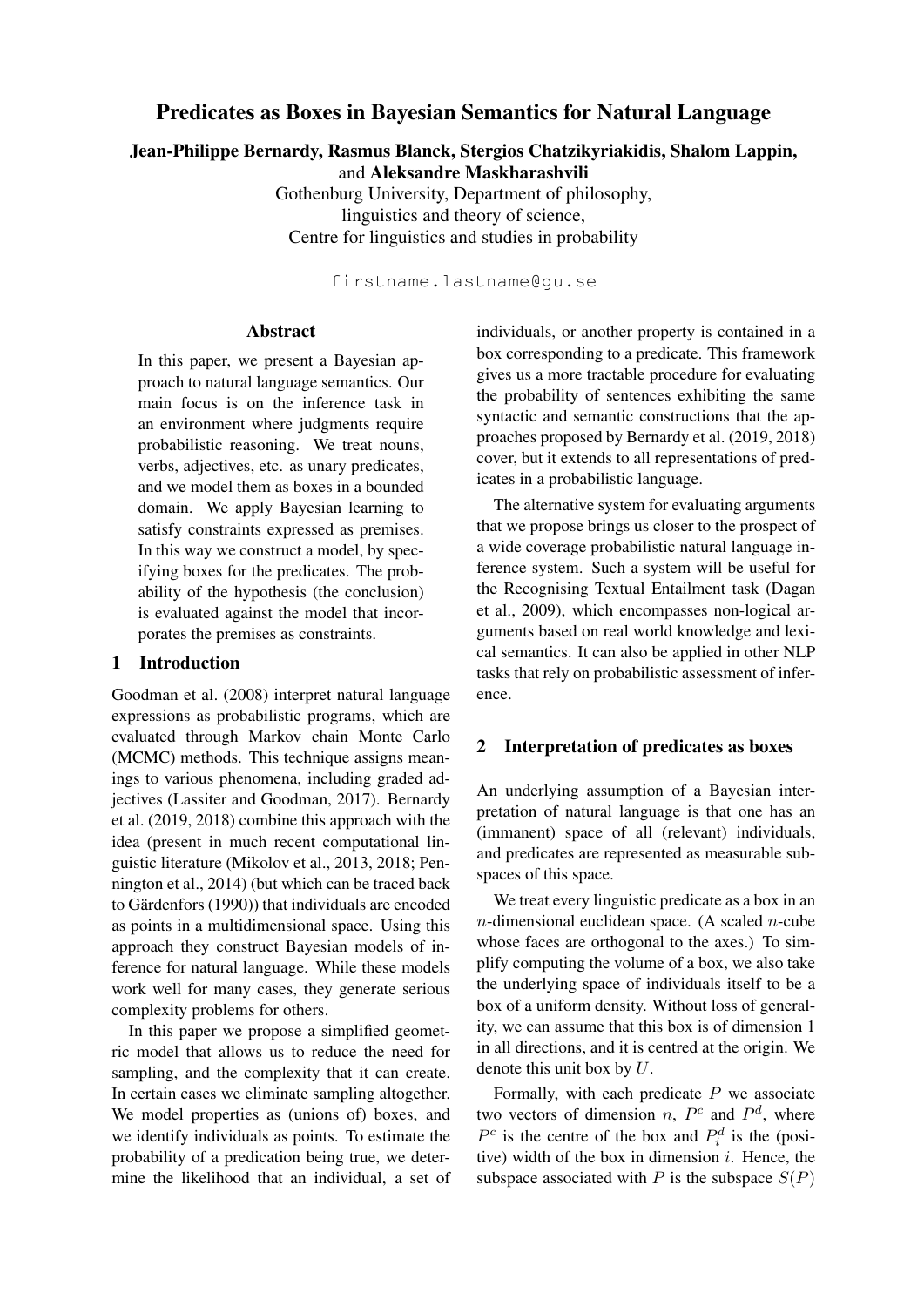# Predicates as Boxes in Bayesian Semantics for Natural Language

**Jean-Philippe Bernardy, Rasmus Blanck, Stergios Chatzikyriakidis, Shalom Lappin,** and **Aleksandre Maskharashvili**

Gothenburg University, Department of philosophy, linguistics and theory of science, Centre for linguistics and studies in probability

`firstname.lastname@gu.se`

## Abstract

In this paper, we present a Bayesian approach to natural language semantics. Our main focus is on the inference task in an environment where judgments require probabilistic reasoning. We treat nouns, verbs, adjectives, etc. as unary predicates, and we model them as boxes in a bounded domain. We apply Bayesian learning to satisfy constraints expressed as premises. In this way we construct a model, by specifying boxes for the predicates. The probability of the hypothesis (the conclusion) is evaluated against the model that incorporates the premises as constraints.

## 1 Introduction

Goodman et al. (2008) interpret natural language expressions as probabilistic programs, which are evaluated through Markov chain Monte Carlo (MCMC) methods. This technique assigns meanings to various phenomena, including graded adjectives (Lassiter and Goodman, 2017). Bernardy et al. (2019, 2018) combine this approach with the idea (present in much recent computational linguistic literature (Mikolov et al., 2013, 2018; Pennington et al., 2014) (but which can be traced back to Gärdenfors (1990)) that individuals are encoded as points in a multidimensional space. Using this approach they construct Bayesian models of inference for natural language. While these models work well for many cases, they generate serious complexity problems for others.

In this paper we propose a simplified geometric model that allows us to reduce the need for sampling, and the complexity that it can create. In certain cases we eliminate sampling altogether. We model properties as (unions of) boxes, and we identify individuals as points. To estimate the probability of a predication being true, we determine the likelihood that an individual, a set of individuals, or another property is contained in a box corresponding to a predicate. This framework gives us a more tractable procedure for evaluating the probability of sentences exhibiting the same syntactic and semantic constructions that the approaches proposed by Bernardy et al. (2019, 2018) cover, but it extends to all representations of predicates in a probabilistic language.

The alternative system for evaluating arguments that we propose brings us closer to the prospect of a wide coverage probabilistic natural language inference system. Such a system will be useful for the Recognising Textual Entailment task (Dagan et al., 2009), which encompasses non-logical arguments based on real world knowledge and lexical semantics. It can also be applied in other NLP tasks that rely on probabilistic assessment of inference.

## 2 Interpretation of predicates as boxes

An underlying assumption of a Bayesian interpretation of natural language is that one has an (immanent) space of all (relevant) individuals, and predicates are represented as measurable subspaces of this space.

We treat every linguistic predicate as a box in an $n$-dimensional euclidean space. (A scaled $n$-cube whose faces are orthogonal to the axes.) To simplify computing the volume of a box, we also take the underlying space of individuals itself to be a box of a uniform density. Without loss of generality, we can assume that this box is of dimension 1 in all directions, and it is centred at the origin. We denote this unit box by $U$.

Formally, with each predicate $P$ we associate two vectors of dimension $n$, $P^c$ and $P^d$, where $P^c$ is the centre of the box and $P^d_i$ is the (positive) width of the box in dimension $i$. Hence, the subspace associated with $P$ is the subspace $S(P)$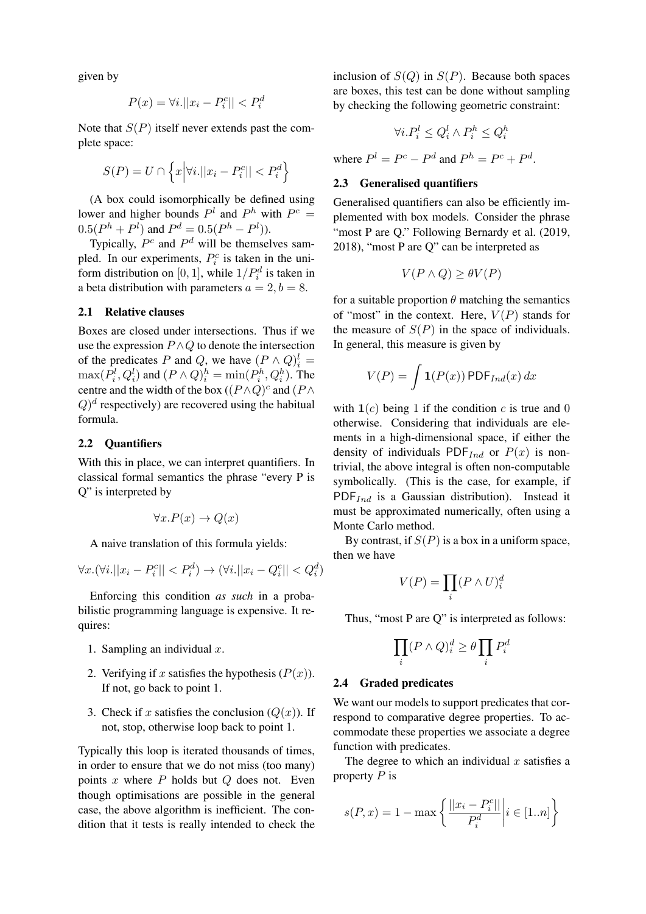given by

$$P(x) = \forall i. ||x_i - P_i^c|| < P_i^d$$

Note that $S(P)$ itself never extends past the complete space:

$$S(P) = U \cap \left\{ x \middle| \forall i. ||x_i - P_i^c|| < P_i^d \right\}$$

(A box could isomorphically be defined using lower and higher bounds $P^l$ and $P^h$ with $P^c = 0.5(P^h + P^l)$ and $P^d = 0.5(P^h - P^l)$).

Typically, $P^c$ and $P^d$ will be themselves sampled. In our experiments, $P_i^c$ is taken in the uniform distribution on $[0, 1]$, while $1/P_i^d$ is taken in a beta distribution with parameters $a = 2, b = 8$.

### 2.1 Relative clauses

Boxes are closed under intersections. Thus if we use the expression $P \wedge Q$ to denote the intersection of the predicates $P$ and $Q$, we have $(P \wedge Q)_i^l = \max(P_i^l, Q_i^l)$ and $(P \wedge Q)_i^h = \min(P_i^h, Q_i^h)$. The centre and the width of the box ($(P \wedge Q)^c$ and $(P \wedge Q)^d$ respectively) are recovered using the habitual formula.

### 2.2 Quantifiers

With this in place, we can interpret quantifiers. In classical formal semantics the phrase "every P is Q" is interpreted by

$$\forall x. P(x) \rightarrow Q(x)$$

A naive translation of this formula yields:

$$\forall x. (\forall i. ||x_i - P_i^c|| < P_i^d) \rightarrow (\forall i. ||x_i - Q_i^c|| < Q_i^d)$$

Enforcing this condition *as such* in a probabilistic programming language is expensive. It requires:

1. Sampling an individual $x$.
2. Verifying if $x$ satisfies the hypothesis ($P(x)$). If not, go back to point 1.
3. Check if $x$ satisfies the conclusion ($Q(x)$). If not, stop, otherwise loop back to point 1.

Typically this loop is iterated thousands of times, in order to ensure that we do not miss (too many) points $x$ where $P$ holds but $Q$ does not. Even though optimisations are possible in the general case, the above algorithm is inefficient. The condition that it tests is really intended to check the inclusion of $S(Q)$ in $S(P)$. Because both spaces are boxes, this test can be done without sampling by checking the following geometric constraint:

$$\forall i. P_i^l \leq Q_i^l \wedge P_i^h \leq Q_i^h$$

where $P^l = P^c - P^d$ and $P^h = P^c + P^d$.

### 2.3 Generalised quantifiers

Generalised quantifiers can also be efficiently implemented with box models. Consider the phrase "most P are Q." Following Bernardy et al. (2019, 2018), "most P are Q" can be interpreted as

$$V(P \wedge Q) \geq \theta V(P)$$

for a suitable proportion $\theta$ matching the semantics of "most" in the context. Here, $V(P)$ stands for the measure of $S(P)$ in the space of individuals. In general, this measure is given by

$$V(P) = \int \mathbf{1}(P(x)) \, \mathsf{PDF}_{Ind}(x) \, dx$$

with $\mathbf{1}(c)$ being 1 if the condition $c$ is true and 0 otherwise. Considering that individuals are elements in a high-dimensional space, if either the density of individuals $\mathsf{PDF}_{Ind}$ or $P(x)$ is non-trivial, the above integral is often non-computable symbolically. (This is the case, for example, if $\mathsf{PDF}_{Ind}$ is a Gaussian distribution). Instead it must be approximated numerically, often using a Monte Carlo method.

By contrast, if $S(P)$ is a box in a uniform space, then we have

$$V(P) = \prod_i (P \wedge U)_i^d$$

Thus, "most P are Q" is interpreted as follows:

$$\prod_i (P \wedge Q)_i^d \geq \theta \prod_i P_i^d$$

### 2.4 Graded predicates

We want our models to support predicates that correspond to comparative degree properties. To accommodate these properties we associate a degree function with predicates.

The degree to which an individual $x$ satisfies a property $P$ is

$$s(P, x) = 1 - \max \left\{ \frac{||x_i - P_i^c||}{P_i^d} \middle| i \in [1..n] \right\}$$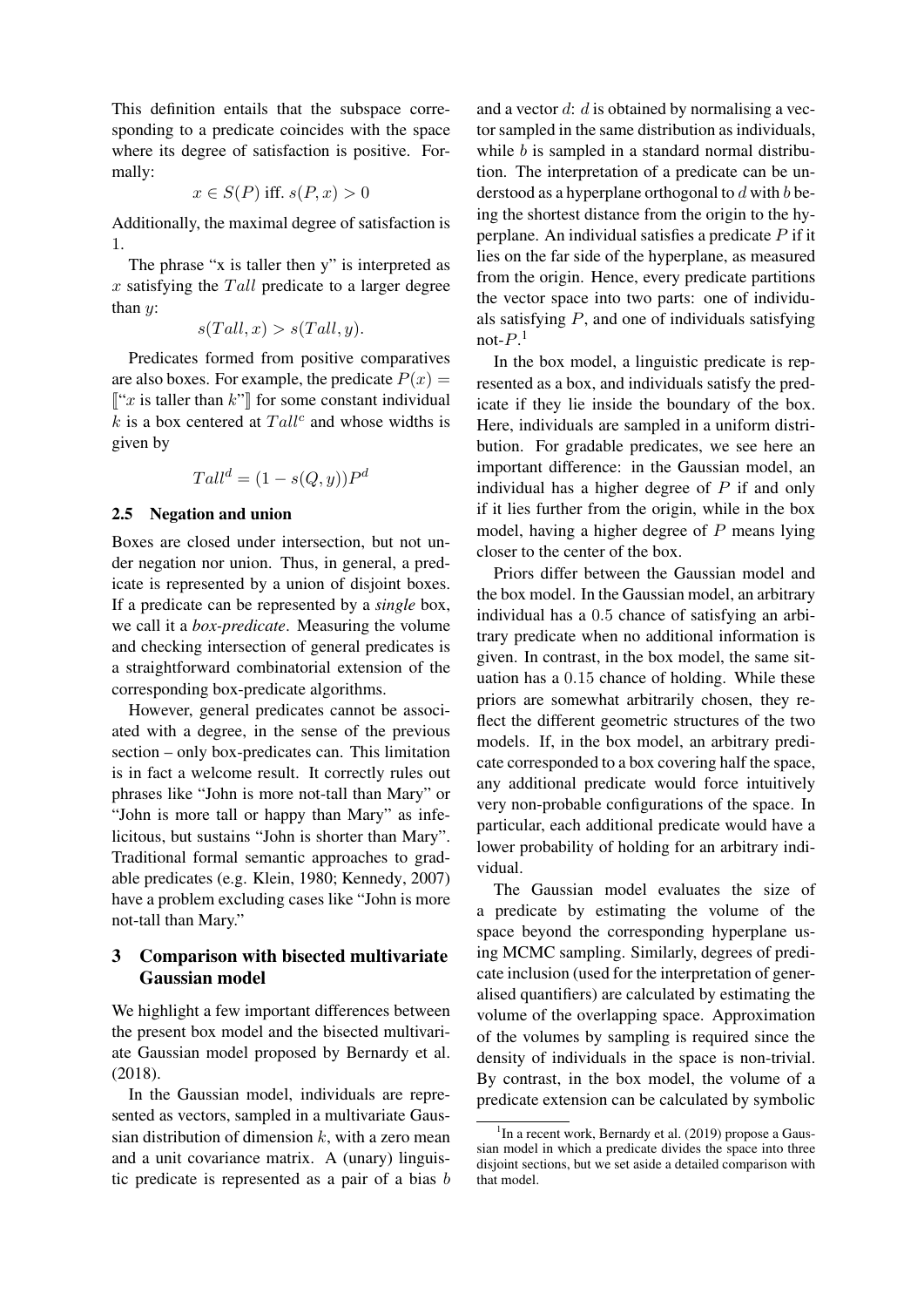This definition entails that the subspace corresponding to a predicate coincides with the space where its degree of satisfaction is positive. Formally:

$$x \in S(P) \text{ iff. } s(P, x) > 0$$

Additionally, the maximal degree of satisfaction is 1.

The phrase "x is taller then y" is interpreted as $x$ satisfying the $Tall$ predicate to a larger degree than $y$:

$$s(Tall, x) > s(Tall, y).$$

Predicates formed from positive comparatives are also boxes. For example, the predicate $P(x) = [\![\text{"}x \text{ is taller than } k\text{"}]\!]$ for some constant individual $k$ is a box centered at $Tall^c$ and whose widths is given by

$$Tall^d = (1 - s(Q, y))P^d$$

### 2.5 Negation and union

Boxes are closed under intersection, but not under negation nor union. Thus, in general, a predicate is represented by a union of disjoint boxes. If a predicate can be represented by a *single* box, we call it a *box-predicate*. Measuring the volume and checking intersection of general predicates is a straightforward combinatorial extension of the corresponding box-predicate algorithms.

However, general predicates cannot be associated with a degree, in the sense of the previous section – only box-predicates can. This limitation is in fact a welcome result. It correctly rules out phrases like "John is more not-tall than Mary" or "John is more tall or happy than Mary" as infelicitous, but sustains "John is shorter than Mary". Traditional formal semantic approaches to gradable predicates (e.g. Klein, 1980; Kennedy, 2007) have a problem excluding cases like "John is more not-tall than Mary."

## 3 Comparison with bisected multivariate Gaussian model

We highlight a few important differences between the present box model and the bisected multivariate Gaussian model proposed by Bernardy et al. (2018).

In the Gaussian model, individuals are represented as vectors, sampled in a multivariate Gaussian distribution of dimension $k$, with a zero mean and a unit covariance matrix. A (unary) linguistic predicate is represented as a pair of a bias $b$ and a vector $d$: $d$ is obtained by normalising a vector sampled in the same distribution as individuals, while $b$ is sampled in a standard normal distribution. The interpretation of a predicate can be understood as a hyperplane orthogonal to $d$ with $b$ being the shortest distance from the origin to the hyperplane. An individual satisfies a predicate $P$ if it lies on the far side of the hyperplane, as measured from the origin. Hence, every predicate partitions the vector space into two parts: one of individuals satisfying $P$, and one of individuals satisfying not-$P$.[1]

In the box model, a linguistic predicate is represented as a box, and individuals satisfy the predicate if they lie inside the boundary of the box. Here, individuals are sampled in a uniform distribution. For gradable predicates, we see here an important difference: in the Gaussian model, an individual has a higher degree of $P$ if and only if it lies further from the origin, while in the box model, having a higher degree of $P$ means lying closer to the center of the box.

Priors differ between the Gaussian model and the box model. In the Gaussian model, an arbitrary individual has a $0.5$ chance of satisfying an arbitrary predicate when no additional information is given. In contrast, in the box model, the same situation has a $0.15$ chance of holding. While these priors are somewhat arbitrarily chosen, they reflect the different geometric structures of the two models. If, in the box model, an arbitrary predicate corresponded to a box covering half the space, any additional predicate would force intuitively very non-probable configurations of the space. In particular, each additional predicate would have a lower probability of holding for an arbitrary individual.

The Gaussian model evaluates the size of a predicate by estimating the volume of the space beyond the corresponding hyperplane using MCMC sampling. Similarly, degrees of predicate inclusion (used for the interpretation of generalised quantifiers) are calculated by estimating the volume of the overlapping space. Approximation of the volumes by sampling is required since the density of individuals in the space is non-trivial. By contrast, in the box model, the volume of a predicate extension can be calculated by symbolic

[1] In a recent work, Bernardy et al. (2019) propose a Gaussian model in which a predicate divides the space into three disjoint sections, but we set aside a detailed comparison with that model.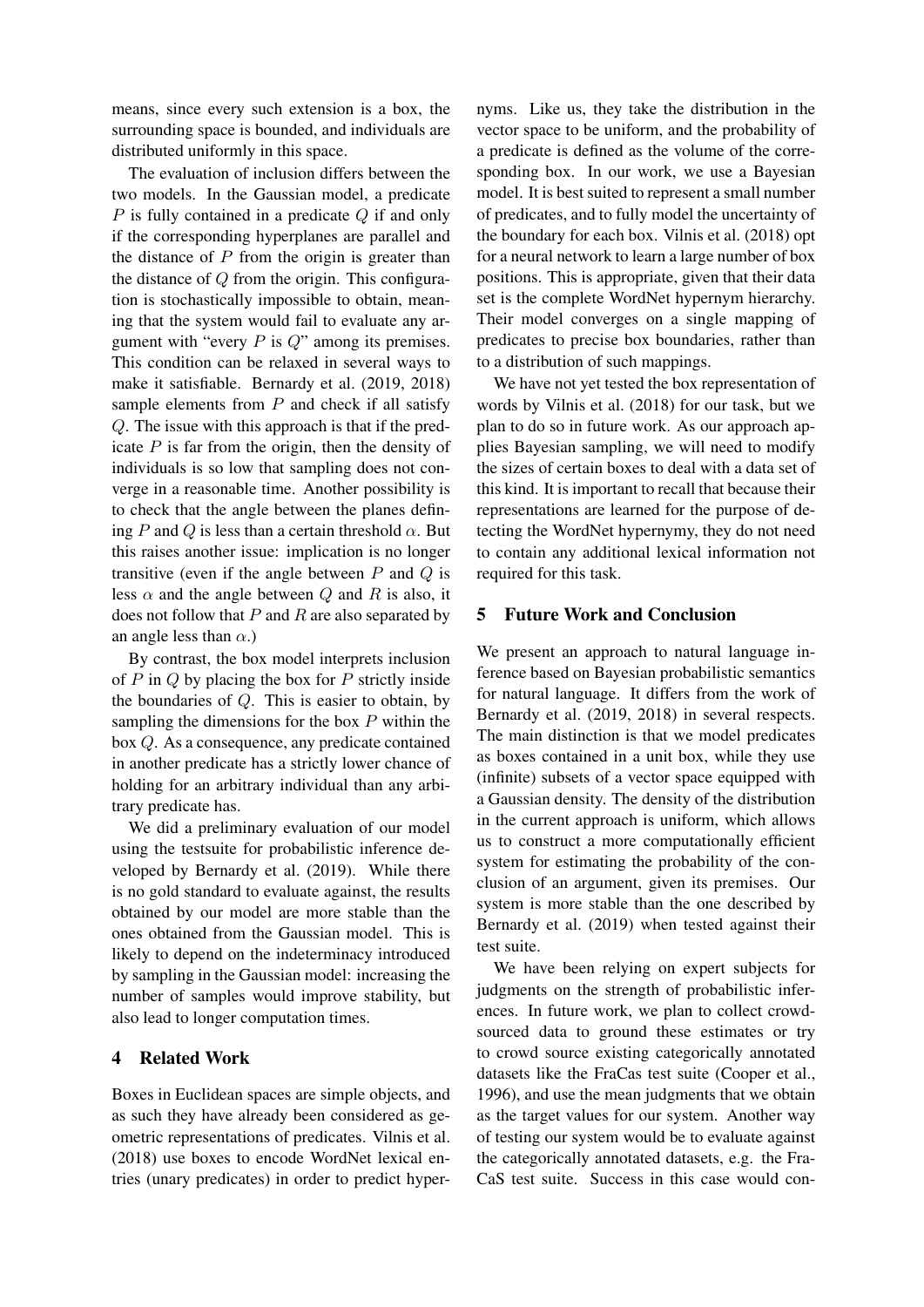means, since every such extension is a box, the surrounding space is bounded, and individuals are distributed uniformly in this space.

The evaluation of inclusion differs between the two models. In the Gaussian model, a predicate $P$ is fully contained in a predicate $Q$ if and only if the corresponding hyperplanes are parallel and the distance of $P$ from the origin is greater than the distance of $Q$ from the origin. This configuration is stochastically impossible to obtain, meaning that the system would fail to evaluate any argument with "every $P$ is $Q$" among its premises. This condition can be relaxed in several ways to make it satisfiable. Bernardy et al. (2019, 2018) sample elements from $P$ and check if all satisfy $Q$. The issue with this approach is that if the predicate $P$ is far from the origin, then the density of individuals is so low that sampling does not converge in a reasonable time. Another possibility is to check that the angle between the planes defining $P$ and $Q$ is less than a certain threshold $\alpha$. But this raises another issue: implication is no longer transitive (even if the angle between $P$ and $Q$ is less $\alpha$ and the angle between $Q$ and $R$ is also, it does not follow that $P$ and $R$ are also separated by an angle less than $\alpha$.)

By contrast, the box model interprets inclusion of $P$ in $Q$ by placing the box for $P$ strictly inside the boundaries of $Q$. This is easier to obtain, by sampling the dimensions for the box $P$ within the box $Q$. As a consequence, any predicate contained in another predicate has a strictly lower chance of holding for an arbitrary individual than any arbitrary predicate has.

We did a preliminary evaluation of our model using the testsuite for probabilistic inference developed by Bernardy et al. (2019). While there is no gold standard to evaluate against, the results obtained by our model are more stable than the ones obtained from the Gaussian model. This is likely to depend on the indeterminacy introduced by sampling in the Gaussian model: increasing the number of samples would improve stability, but also lead to longer computation times.

## 4 Related Work

Boxes in Euclidean spaces are simple objects, and as such they have already been considered as geometric representations of predicates. Vilnis et al. (2018) use boxes to encode WordNet lexical entries (unary predicates) in order to predict hypernyms. Like us, they take the distribution in the vector space to be uniform, and the probability of a predicate is defined as the volume of the corresponding box. In our work, we use a Bayesian model. It is best suited to represent a small number of predicates, and to fully model the uncertainty of the boundary for each box. Vilnis et al. (2018) opt for a neural network to learn a large number of box positions. This is appropriate, given that their data set is the complete WordNet hypernym hierarchy. Their model converges on a single mapping of predicates to precise box boundaries, rather than to a distribution of such mappings.

We have not yet tested the box representation of words by Vilnis et al. (2018) for our task, but we plan to do so in future work. As our approach applies Bayesian sampling, we will need to modify the sizes of certain boxes to deal with a data set of this kind. It is important to recall that because their representations are learned for the purpose of detecting the WordNet hypernymy, they do not need to contain any additional lexical information not required for this task.

## 5 Future Work and Conclusion

We present an approach to natural language inference based on Bayesian probabilistic semantics for natural language. It differs from the work of Bernardy et al. (2019, 2018) in several respects. The main distinction is that we model predicates as boxes contained in a unit box, while they use (infinite) subsets of a vector space equipped with a Gaussian density. The density of the distribution in the current approach is uniform, which allows us to construct a more computationally efficient system for estimating the probability of the conclusion of an argument, given its premises. Our system is more stable than the one described by Bernardy et al. (2019) when tested against their test suite.

We have been relying on expert subjects for judgments on the strength of probabilistic inferences. In future work, we plan to collect crowd-sourced data to ground these estimates or try to crowd source existing categorically annotated datasets like the FraCas test suite (Cooper et al., 1996), and use the mean judgments that we obtain as the target values for our system. Another way of testing our system would be to evaluate against the categorically annotated datasets, e.g. the FraCaS test suite. Success in this case would con-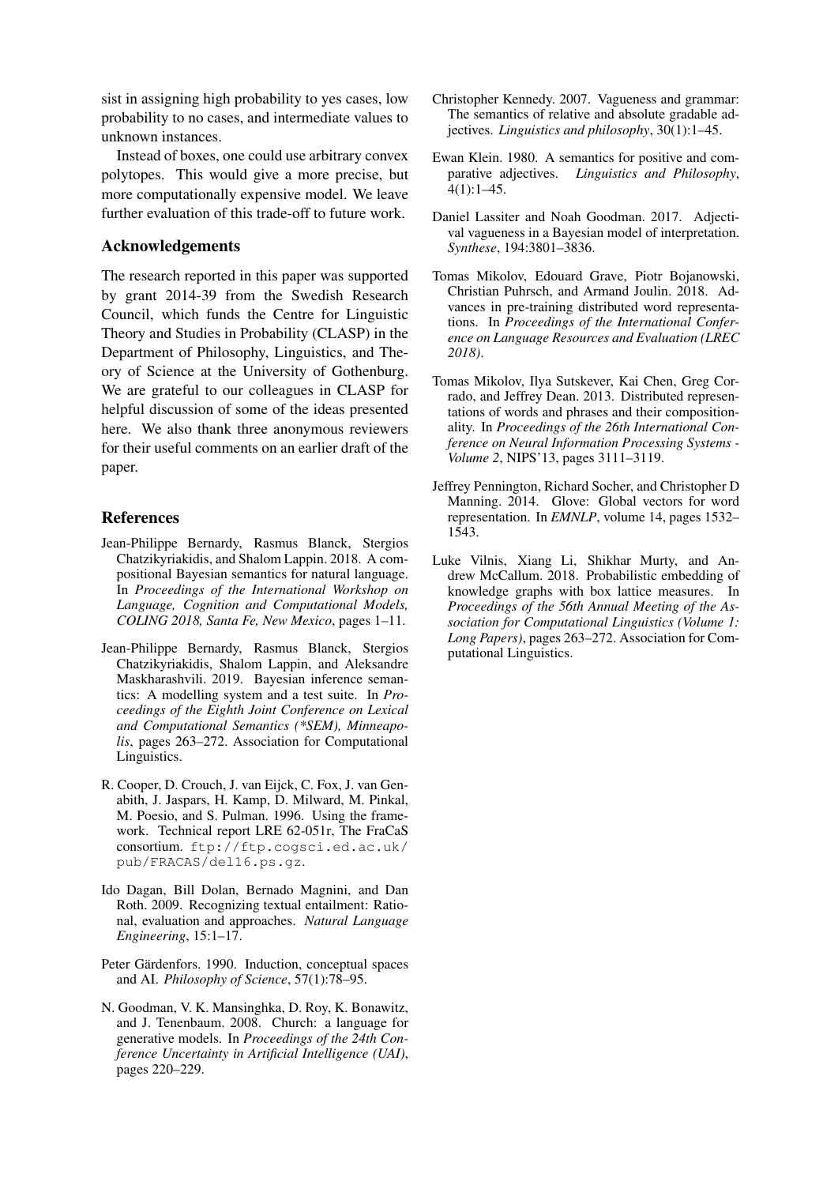sist in assigning high probability to yes cases, low probability to no cases, and intermediate values to unknown instances.

Instead of boxes, one could use arbitrary convex polytopes. This would give a more precise, but more computationally expensive model. We leave further evaluation of this trade-off to future work.

## Acknowledgements

The research reported in this paper was supported by grant 2014-39 from the Swedish Research Council, which funds the Centre for Linguistic Theory and Studies in Probability (CLASP) in the Department of Philosophy, Linguistics, and Theory of Science at the University of Gothenburg. We are grateful to our colleagues in CLASP for helpful discussion of some of the ideas presented here. We also thank three anonymous reviewers for their useful comments on an earlier draft of the paper.

## References

Jean-Philippe Bernardy, Rasmus Blanck, Stergios Chatzikyriakidis, and Shalom Lappin. 2018. A compositional Bayesian semantics for natural language. In *Proceedings of the International Workshop on Language, Cognition and Computational Models, COLING 2018, Santa Fe, New Mexico*, pages 1–11.

Jean-Philippe Bernardy, Rasmus Blanck, Stergios Chatzikyriakidis, Shalom Lappin, and Aleksandre Maskharashvili. 2019. Bayesian inference semantics: A modelling system and a test suite. In *Proceedings of the Eighth Joint Conference on Lexical and Computational Semantics (*SEM), Minneapolis*, pages 263–272. Association for Computational Linguistics.

R. Cooper, D. Crouch, J. van Eijck, C. Fox, J. van Genabith, J. Jaspars, H. Kamp, D. Milward, M. Pinkal, M. Poesio, and S. Pulman. 1996. Using the framework. Technical report LRE 62-051r, The FraCaS consortium. ftp://ftp.cogsci.ed.ac.uk/pub/FRACAS/del16.ps.gz.

Ido Dagan, Bill Dolan, Bernado Magnini, and Dan Roth. 2009. Recognizing textual entailment: Rational, evaluation and approaches. *Natural Language Engineering*, 15:1–17.

Peter Gärdenfors. 1990. Induction, conceptual spaces and AI. *Philosophy of Science*, 57(1):78–95.

N. Goodman, V. K. Mansinghka, D. Roy, K. Bonawitz, and J. Tenenbaum. 2008. Church: a language for generative models. In *Proceedings of the 24th Conference Uncertainty in Artificial Intelligence (UAI)*, pages 220–229.

Christopher Kennedy. 2007. Vagueness and grammar: The semantics of relative and absolute gradable adjectives. *Linguistics and philosophy*, 30(1):1–45.

Ewan Klein. 1980. A semantics for positive and comparative adjectives. *Linguistics and Philosophy*, 4(1):1–45.

Daniel Lassiter and Noah Goodman. 2017. Adjectival vagueness in a Bayesian model of interpretation. *Synthese*, 194:3801–3836.

Tomas Mikolov, Edouard Grave, Piotr Bojanowski, Christian Puhrsch, and Armand Joulin. 2018. Advances in pre-training distributed word representations. In *Proceedings of the International Conference on Language Resources and Evaluation (LREC 2018)*.

Tomas Mikolov, Ilya Sutskever, Kai Chen, Greg Corrado, and Jeffrey Dean. 2013. Distributed representations of words and phrases and their compositionality. In *Proceedings of the 26th International Conference on Neural Information Processing Systems - Volume 2*, NIPS'13, pages 3111–3119.

Jeffrey Pennington, Richard Socher, and Christopher D Manning. 2014. Glove: Global vectors for word representation. In *EMNLP*, volume 14, pages 1532–1543.

Luke Vilnis, Xiang Li, Shikhar Murty, and Andrew McCallum. 2018. Probabilistic embedding of knowledge graphs with box lattice measures. In *Proceedings of the 56th Annual Meeting of the Association for Computational Linguistics (Volume 1: Long Papers)*, pages 263–272. Association for Computational Linguistics.